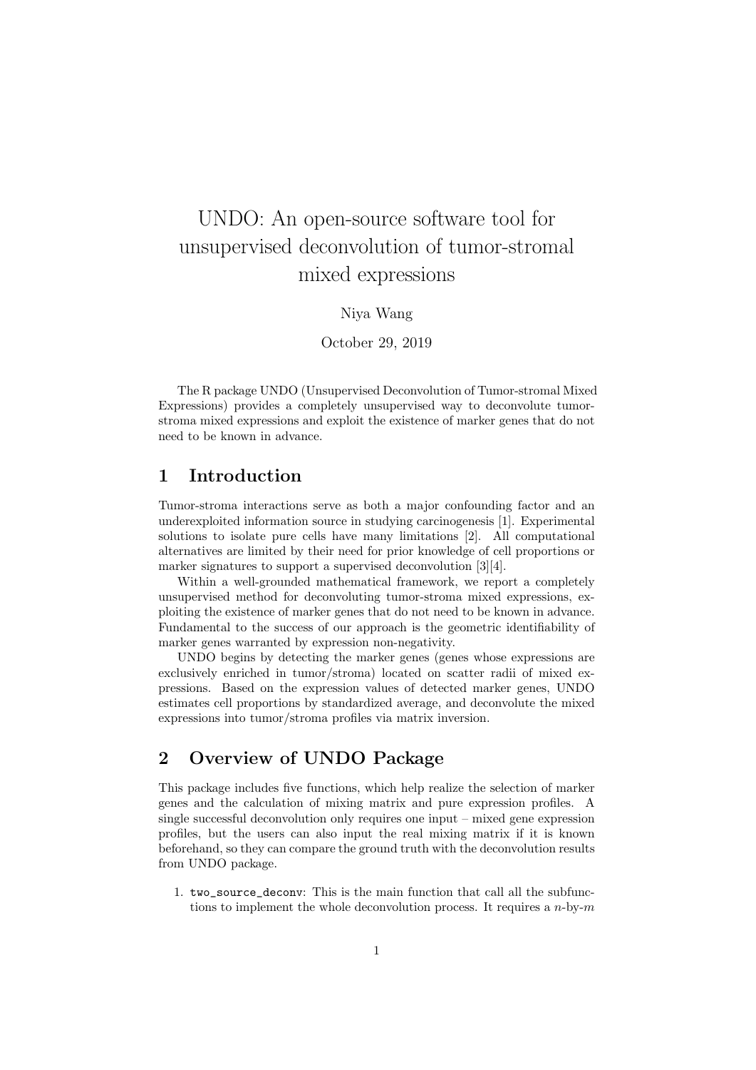# UDNO: An open-source software tool for unsupervised deconvolution of tumor-stromal mixed expressions

Niya Wang

October 29, 2019

The R package UNDO (Unsupervised Deconvolution of Tumor-stromal Mixed Expressions) provides a completely unsupervised way to deconvolute tumor-stroma mixed expressions and exploit the existence of marker genes that do not need to be known in advance.

## 1 Introduction

Tumor-stroma interactions serve as both a major confounding factor and an underexploited information source in studying carcinogenesis [1]. Experimental solutions to isolate pure cells have many limitations [2]. All computational alternatives are limited by their need for prior knowledge of cell proportions or marker signatures to support a supervised deconvolution [3][4].

Within a well-grounded mathematical framework, we report a completely unsupervised method for deconvoluting tumor-stroma mixed expressions, exploiting the existence of marker genes that do not need to be known in advance. Fundamental to the success of our approach is the geometric identifiability of marker genes warranted by expression non-negativity.

UNDO begins by detecting the marker genes (genes whose expressions are exclusively enriched in tumor/stroma) located on scatter radii of mixed expressions. Based on the expression values of detected marker genes, UNDO estimates cell proportions by standardized average, and deconvolute the mixed expressions into tumor/stroma profiles via matrix inversion.

## 2 Overview of UNDO Package

This package includes five functions, which help realize the selection of marker genes and the calculation of mixing matrix and pure expression profiles. A single successful deconvolution only requires one input – mixed gene expression profiles, but the users can also input the real mixing matrix if it is known beforehand, so they can compare the ground truth with the deconvolution results from UNDO package.

1. two_source_deconv: This is the main function that call all the subfunctions to implement the whole deconvolution process. It requires a $n$-by-$m$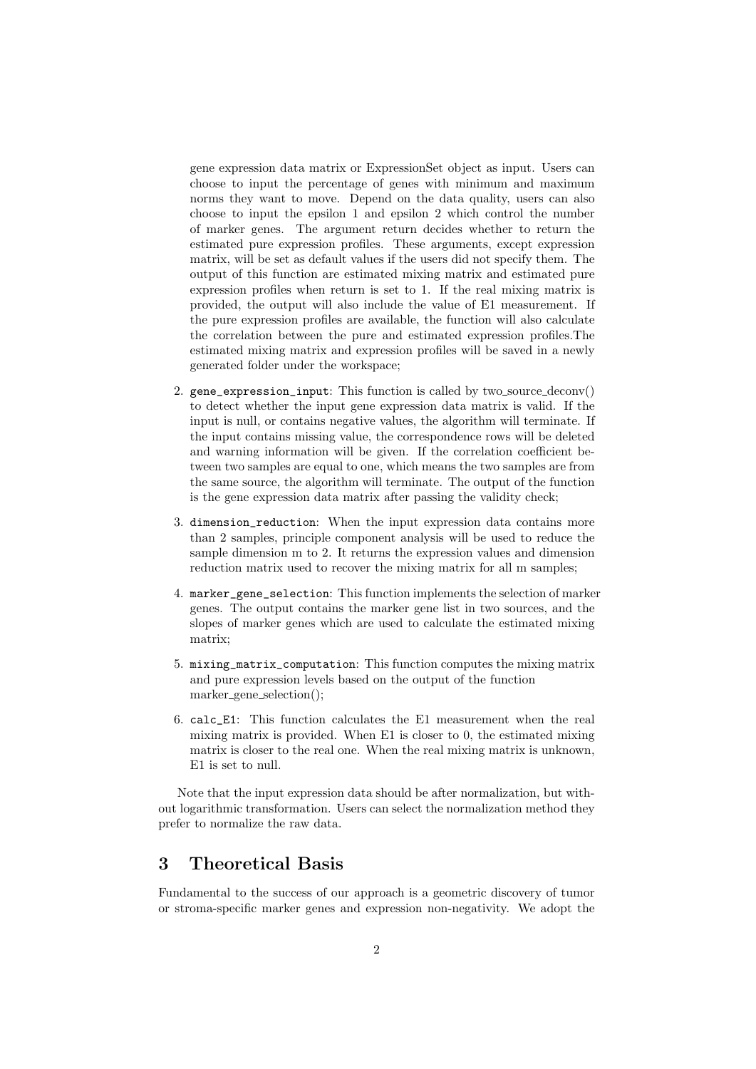gene expression data matrix or ExpressionSet object as input. Users can choose to input the percentage of genes with minimum and maximum norms they want to move. Depend on the data quality, users can also choose to input the epsilon 1 and epsilon 2 which control the number of marker genes. The argument return decides whether to return the estimated pure expression profiles. These arguments, except expression matrix, will be set as default values if the users did not specify them. The output of this function are estimated mixing matrix and estimated pure expression profiles when return is set to 1. If the real mixing matrix is provided, the output will also include the value of E1 measurement. If the pure expression profiles are available, the function will also calculate the correlation between the pure and estimated expression profiles.The estimated mixing matrix and expression profiles will be saved in a newly generated folder under the workspace;

2. `gene_expression_input`: This function is called by two_source_deconv() to detect whether the input gene expression data matrix is valid. If the input is null, or contains negative values, the algorithm will terminate. If the input contains missing value, the correspondence rows will be deleted and warning information will be given. If the correlation coefficient between two samples are equal to one, which means the two samples are from the same source, the algorithm will terminate. The output of the function is the gene expression data matrix after passing the validity check;

3. `dimension_reduction`: When the input expression data contains more than 2 samples, principle component analysis will be used to reduce the sample dimension m to 2. It returns the expression values and dimension reduction matrix used to recover the mixing matrix for all m samples;

4. `marker_gene_selection`: This function implements the selection of marker genes. The output contains the marker gene list in two sources, and the slopes of marker genes which are used to calculate the estimated mixing matrix;

5. `mixing_matrix_computation`: This function computes the mixing matrix and pure expression levels based on the output of the function marker_gene_selection();

6. `calc_E1`: This function calculates the E1 measurement when the real mixing matrix is provided. When E1 is closer to 0, the estimated mixing matrix is closer to the real one. When the real mixing matrix is unknown, E1 is set to null.

Note that the input expression data should be after normalization, but without logarithmic transformation. Users can select the normalization method they prefer to normalize the raw data.

# 3 Theoretical Basis

Fundamental to the success of our approach is a geometric discovery of tumor or stroma-specific marker genes and expression non-negativity. We adopt the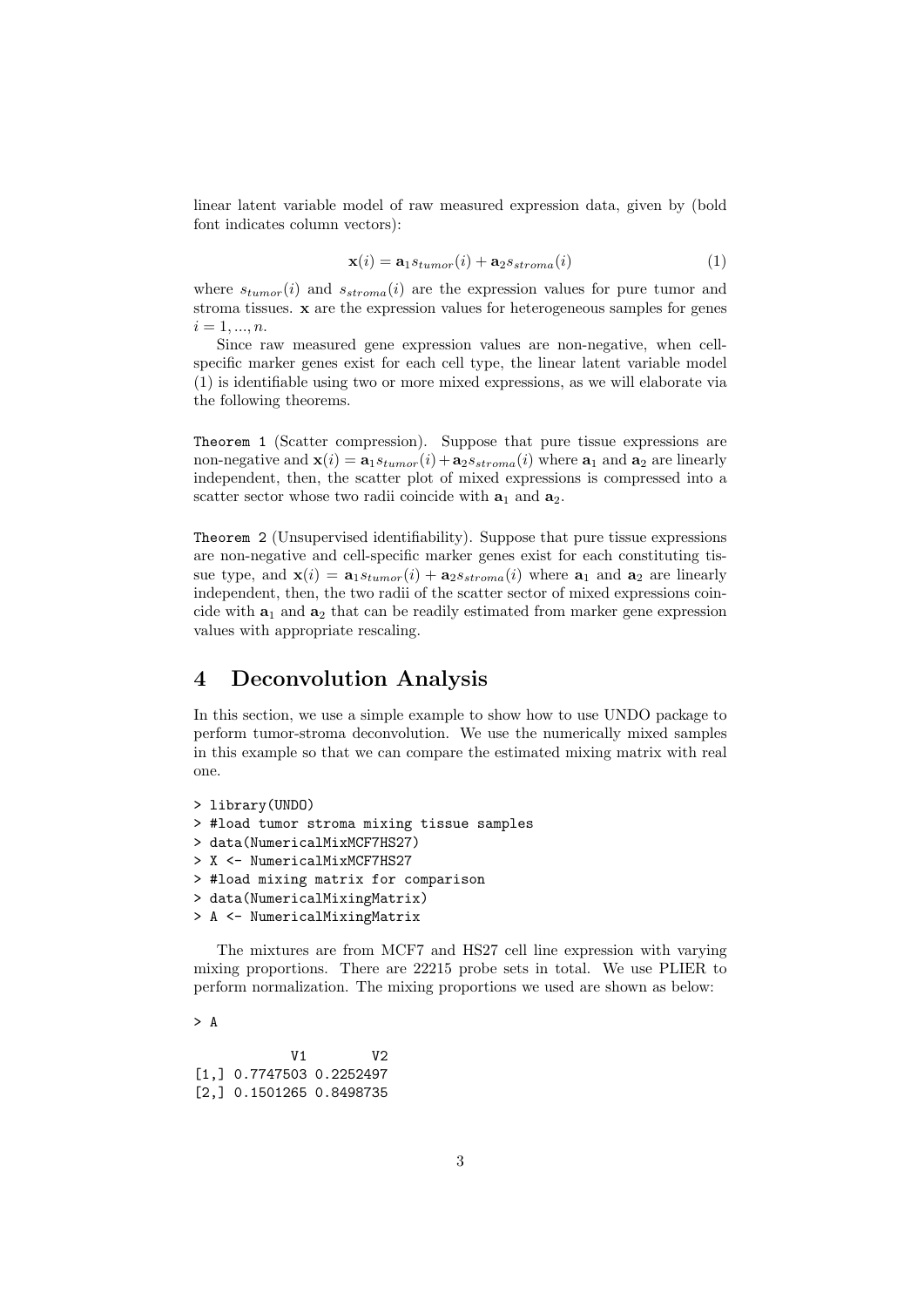linear latent variable model of raw measured expression data, given by (bold font indicates column vectors):

$$\mathbf{x}(i) = \mathbf{a}_1 s_{tumor}(i) + \mathbf{a}_2 s_{stroma}(i) \tag{1}$$

where $s_{tumor}(i)$ and $s_{stroma}(i)$ are the expression values for pure tumor and stroma tissues. $\mathbf{x}$ are the expression values for heterogeneous samples for genes $i = 1, ..., n$.

Since raw measured gene expression values are non-negative, when cell-specific marker genes exist for each cell type, the linear latent variable model (1) is identifiable using two or more mixed expressions, as we will elaborate via the following theorems.

`Theorem 1` (Scatter compression). Suppose that pure tissue expressions are non-negative and $\mathbf{x}(i) = \mathbf{a}_1 s_{tumor}(i) + \mathbf{a}_2 s_{stroma}(i)$ where $\mathbf{a}_1$ and $\mathbf{a}_2$ are linearly independent, then, the scatter plot of mixed expressions is compressed into a scatter sector whose two radii coincide with $\mathbf{a}_1$ and $\mathbf{a}_2$.

`Theorem 2` (Unsupervised identifiability). Suppose that pure tissue expressions are non-negative and cell-specific marker genes exist for each constituting tissue type, and $\mathbf{x}(i) = \mathbf{a}_1 s_{tumor}(i) + \mathbf{a}_2 s_{stroma}(i)$ where $\mathbf{a}_1$ and $\mathbf{a}_2$ are linearly independent, then, the two radii of the scatter sector of mixed expressions coincide with $\mathbf{a}_1$ and $\mathbf{a}_2$ that can be readily estimated from marker gene expression values with appropriate rescaling.

# 4 Deconvolution Analysis

In this section, we use a simple example to show how to use UNDO package to perform tumor-stroma deconvolution. We use the numerically mixed samples in this example so that we can compare the estimated mixing matrix with real one.

```
> library(UNDO)
> #load tumor stroma mixing tissue samples
> data(NumericalMixMCF7HS27)
> X <- NumericalMixMCF7HS27
> #load mixing matrix for comparison
> data(NumericalMixingMatrix)
> A <- NumericalMixingMatrix
```

The mixtures are from MCF7 and HS27 cell line expression with varying mixing proportions. There are 22215 probe sets in total. We use PLIER to perform normalization. The mixing proportions we used are shown as below:

```
> A

            V1        V2
[1,] 0.7747503 0.2252497
[2,] 0.1501265 0.8498735
```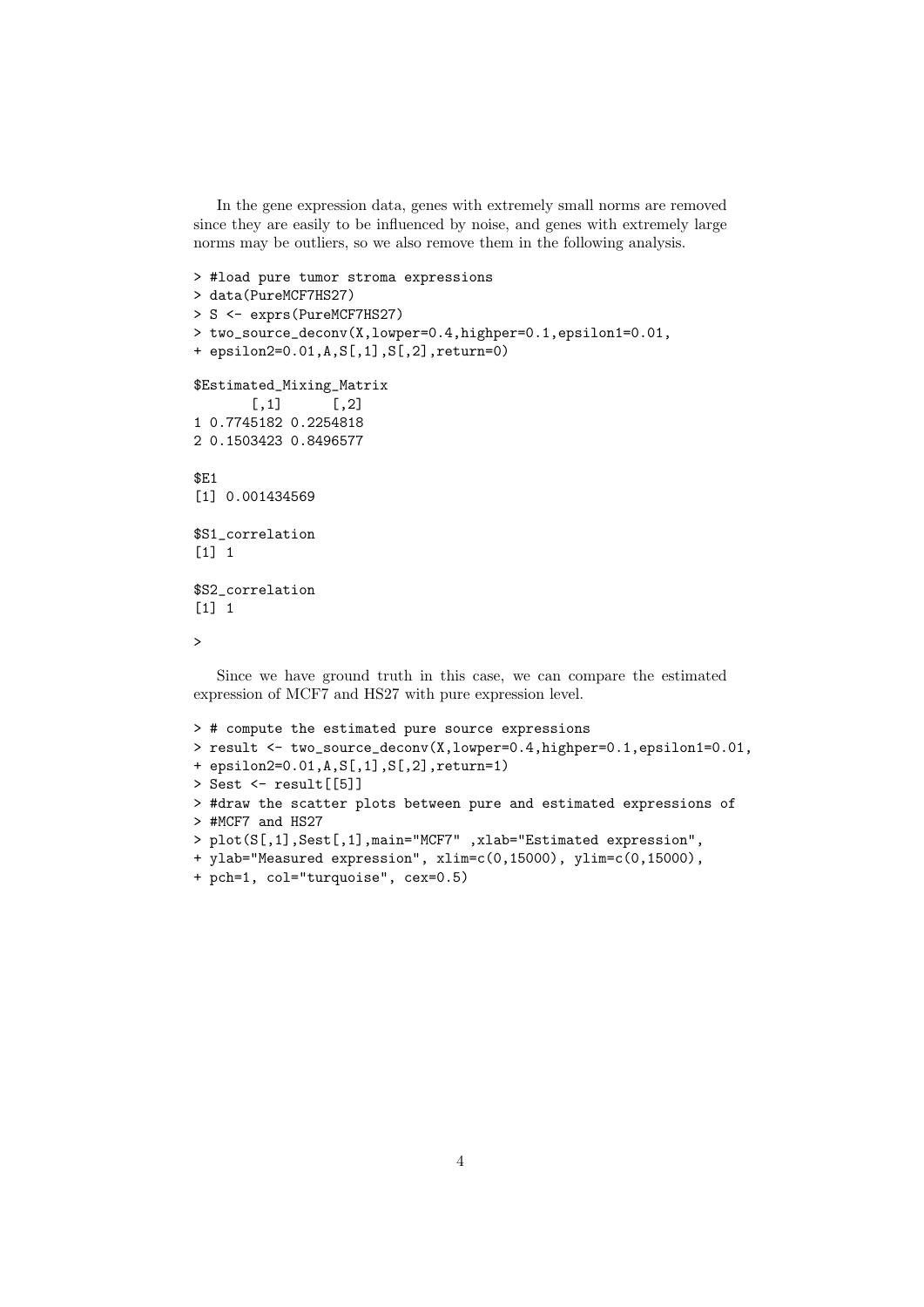In the gene expression data, genes with extremely small norms are removed since they are easily to be influenced by noise, and genes with extremely large norms may be outliers, so we also remove them in the following analysis.

```
> #load pure tumor stroma expressions
> data(PureMCF7HS27)
> S <- exprs(PureMCF7HS27)
> two_source_deconv(X,lowper=0.4,highper=0.1,epsilon1=0.01,
+ epsilon2=0.01,A,S[,1],S[,2],return=0)

$Estimated_Mixing_Matrix
       [,1]      [,2]
1 0.7745182 0.2254818
2 0.1503423 0.8496577

$E1
[1] 0.001434569

$S1_correlation
[1] 1

$S2_correlation
[1] 1

>
```

Since we have ground truth in this case, we can compare the estimated expression of MCF7 and HS27 with pure expression level.

```
> # compute the estimated pure source expressions
> result <- two_source_deconv(X,lowper=0.4,highper=0.1,epsilon1=0.01,
+ epsilon2=0.01,A,S[,1],S[,2],return=1)
> Sest <- result[[5]]
> #draw the scatter plots between pure and estimated expressions of
> #MCF7 and HS27
> plot(S[,1],Sest[,1],main="MCF7" ,xlab="Estimated expression",
+ ylab="Measured expression", xlim=c(0,15000), ylim=c(0,15000),
+ pch=1, col="turquoise", cex=0.5)
```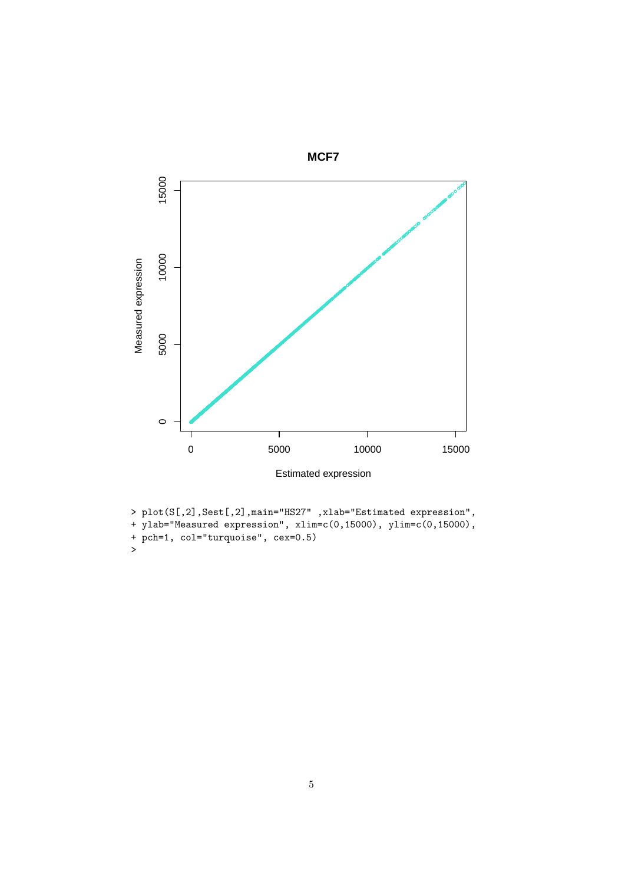```
> plot(S[,2],Sest[,2],main="HS27" ,xlab="Estimated expression",
+ ylab="Measured expression", xlim=c(0,15000), ylim=c(0,15000),
+ pch=1, col="turquoise", cex=0.5)
>
```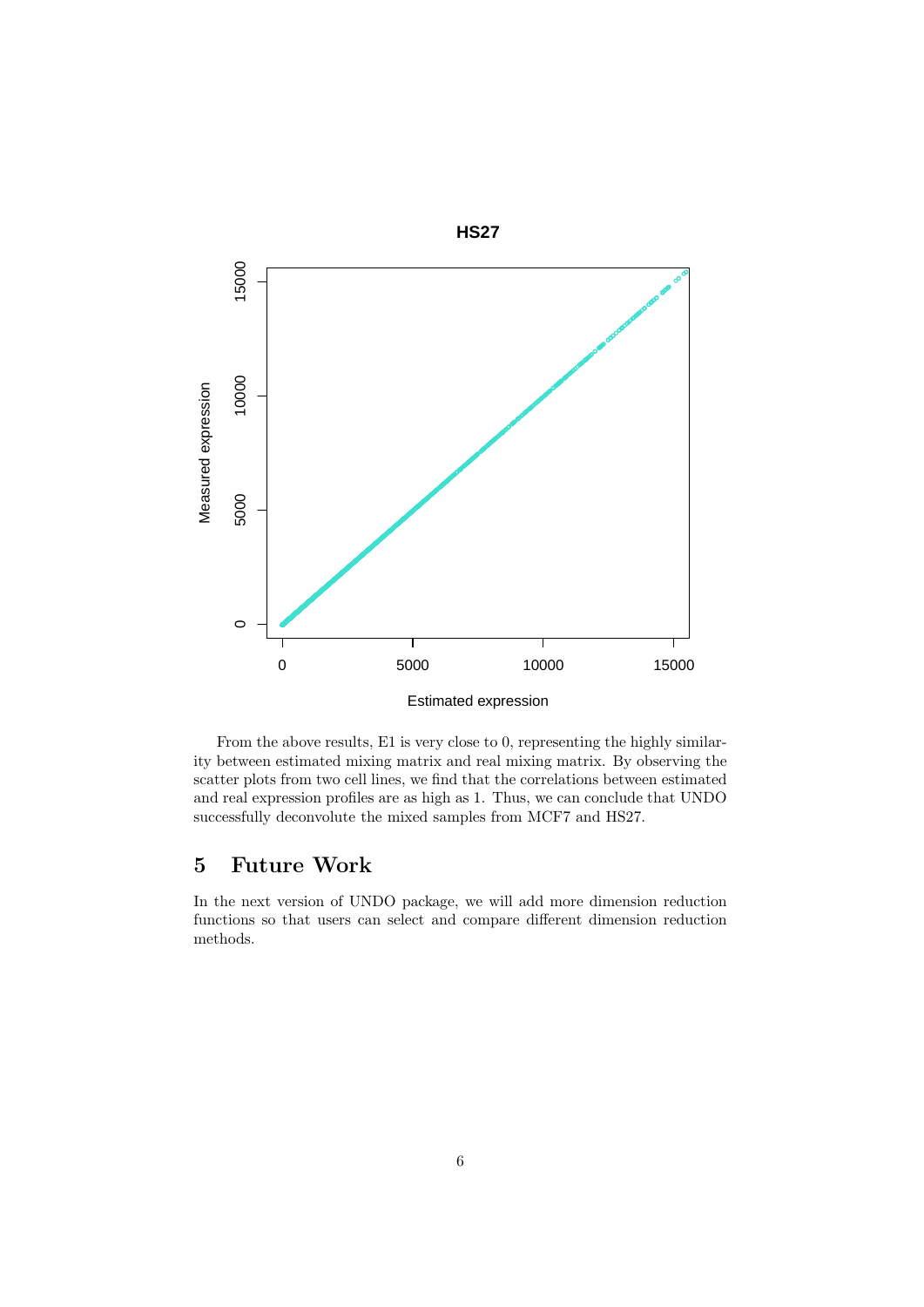From the above results, E1 is very close to 0, representing the highly similarity between estimated mixing matrix and real mixing matrix. By observing the scatter plots from two cell lines, we find that the correlations between estimated and real expression profiles are as high as 1. Thus, we can conclude that UNDO successfully deconvolute the mixed samples from MCF7 and HS27.

## 5 Future Work

In the next version of UNDO package, we will add more dimension reduction functions so that users can select and compare different dimension reduction methods.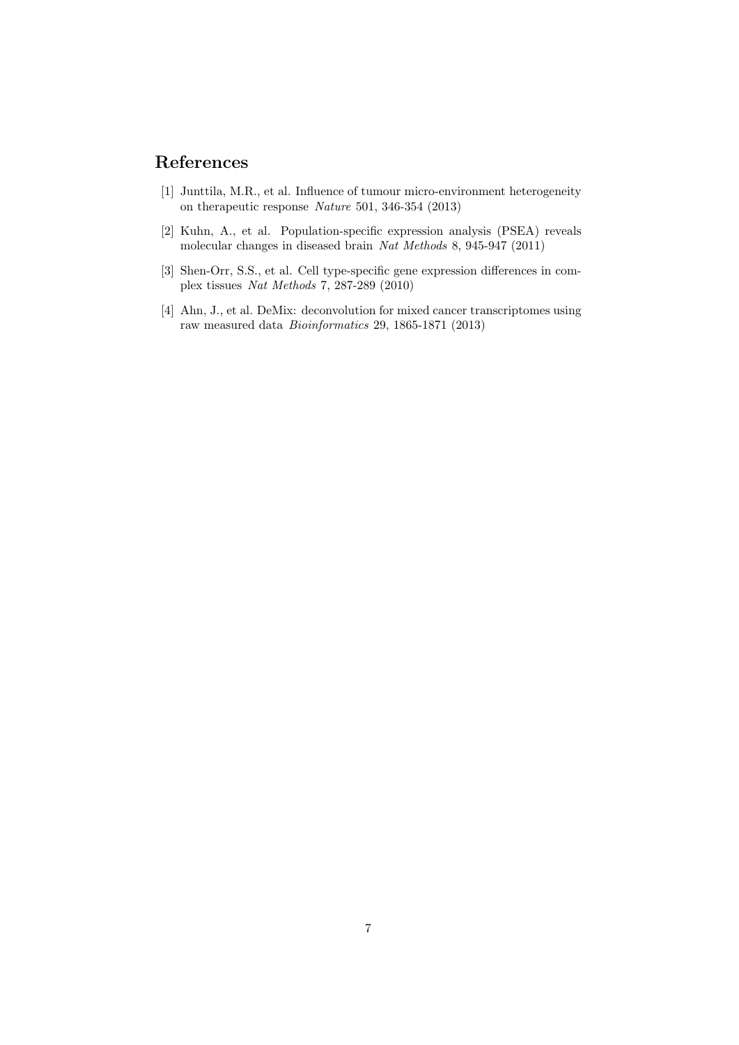# References

[1] Junttila, M.R., et al. Influence of tumour micro-environment heterogeneity on therapeutic response *Nature* 501, 346-354 (2013)

[2] Kuhn, A., et al. Population-specific expression analysis (PSEA) reveals molecular changes in diseased brain *Nat Methods* 8, 945-947 (2011)

[3] Shen-Orr, S.S., et al. Cell type-specific gene expression differences in complex tissues *Nat Methods* 7, 287-289 (2010)

[4] Ahn, J., et al. DeMix: deconvolution for mixed cancer transcriptomes using raw measured data *Bioinformatics* 29, 1865-1871 (2013)